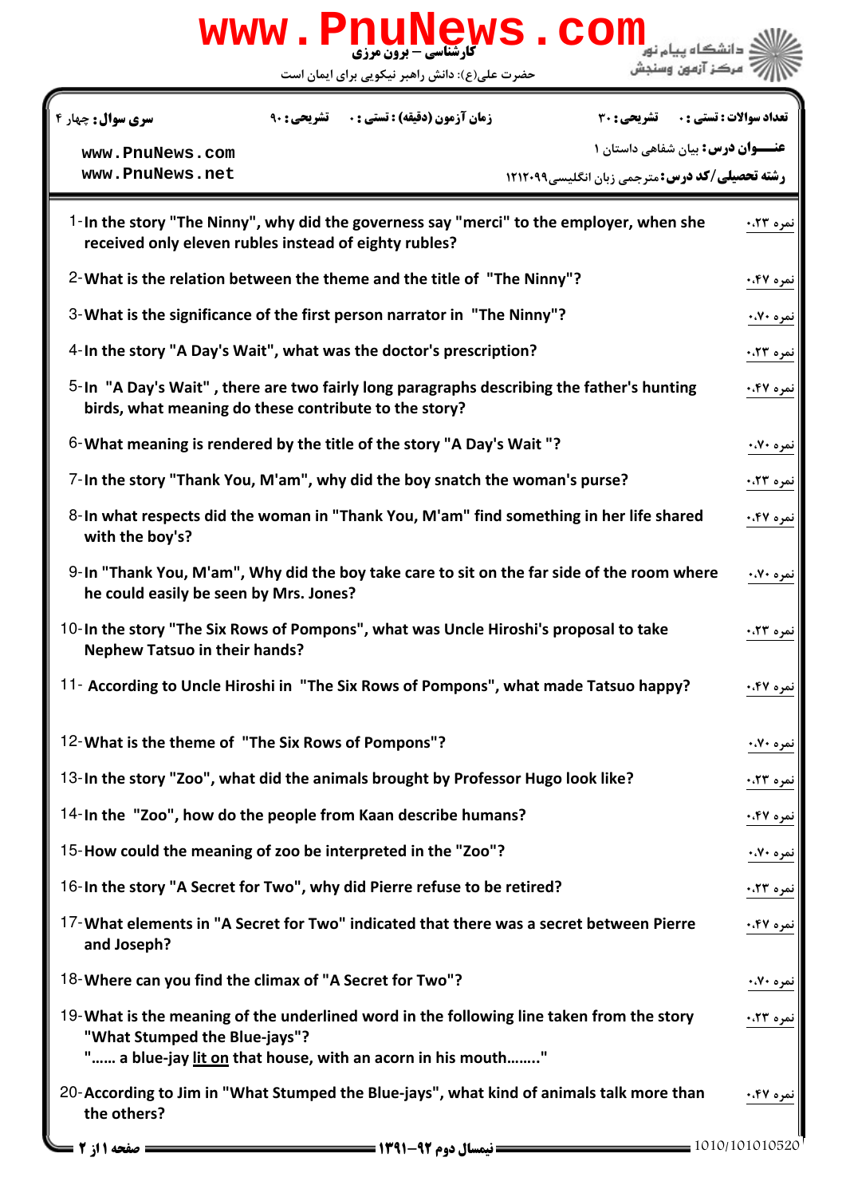www.PnuNews.com

کارشناسی – برون مرزی

حضرت علی(ع): دانش راهبر نیکویی برای ایمان است

دانشگاه پیام نور
مرکز آزمون وسنجش

**تعداد سوالات : تستی :** ۰ **تشریحی :** ۳۰ **زمان آزمون (دقیقه) : تستی :** ۰ **تشریحی :** ۹۰ **سری سوال :** چهار ۴

**عنـــوان درس:** بیان شفاهی داستان ۱

**رشته تحصیلی/کد درس:** مترجمی زبان انگلیسی۱۲۱۲۰۹۹

www.PnuNews.com
www.PnuNews.net

1- In the story "The Ninny", why did the governess say "merci" to the employer, when she received only eleven rubles instead of eighty rubles? — نمره ۰،۲۳

2- What is the relation between the theme and the title of "The Ninny"? — نمره ۰،۴۷

3- What is the significance of the first person narrator in "The Ninny"? — نمره ۰،۷۰

4- In the story "A Day's Wait", what was the doctor's prescription? — نمره ۰،۲۳

5- In "A Day's Wait" , there are two fairly long paragraphs describing the father's hunting birds, what meaning do these contribute to the story? — نمره ۰،۴۷

6- What meaning is rendered by the title of the story "A Day's Wait "? — نمره ۰،۷۰

7- In the story "Thank You, M'am", why did the boy snatch the woman's purse? — نمره ۰،۲۳

8- In what respects did the woman in "Thank You, M'am" find something in her life shared with the boy's? — نمره ۰،۴۷

9- In "Thank You, M'am", Why did the boy take care to sit on the far side of the room where he could easily be seen by Mrs. Jones? — نمره ۰،۷۰

10- In the story "The Six Rows of Pompons", what was Uncle Hiroshi's proposal to take Nephew Tatsuo in their hands? — نمره ۰،۲۳

11- According to Uncle Hiroshi in "The Six Rows of Pompons", what made Tatsuo happy? — نمره ۰،۴۷

12- What is the theme of "The Six Rows of Pompons"? — نمره ۰،۷۰

13- In the story "Zoo", what did the animals brought by Professor Hugo look like? — نمره ۰،۲۳

14- In the "Zoo", how do the people from Kaan describe humans? — نمره ۰،۴۷

15- How could the meaning of zoo be interpreted in the "Zoo"? — نمره ۰،۷۰

16- In the story "A Secret for Two", why did Pierre refuse to be retired? — نمره ۰،۲۳

17- What elements in "A Secret for Two" indicated that there was a secret between Pierre and Joseph? — نمره ۰،۴۷

18- Where can you find the climax of "A Secret for Two"? — نمره ۰،۷۰

19- What is the meaning of the underlined word in the following line taken from the story "What Stumped the Blue-jays"?
"...... a blue-jay <u>lit on</u> that house, with an acorn in his mouth........" — نمره ۰،۲۳

20- According to Jim in "What Stumped the Blue-jays", what kind of animals talk more than the others? — نمره ۰،۴۷

نیمسال دوم ۹۲-۱۳۹۱

1010/101010520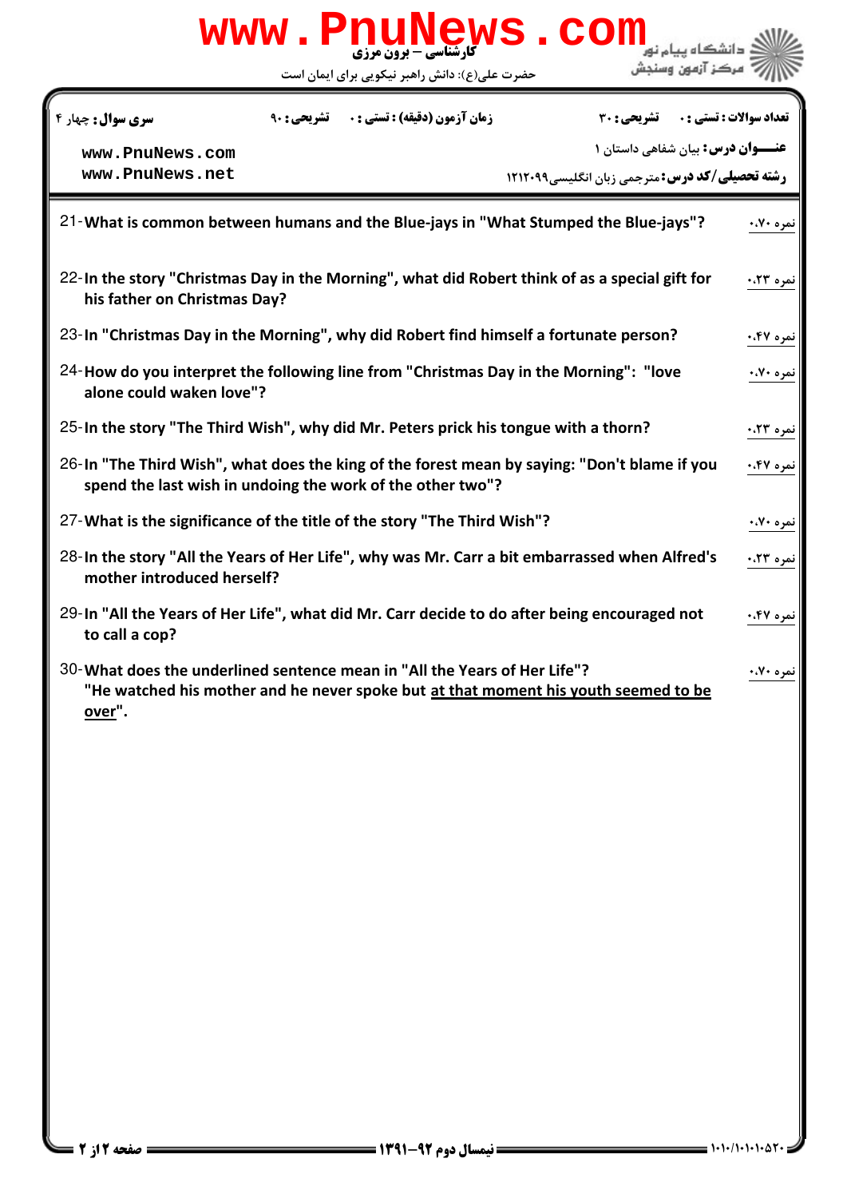| سری سوال: چهار ۴ | زمان آزمون (دقیقه) : تستی : ۰ تشریحی : ۹۰ | تعداد سوالات : تستی : ۰ تشریحی : ۳۰ |
|---|---|---|

**عنـــوان درس:** بیان شفاهی داستان ۱

**رشته تحصیلی/کد درس:** مترجمی زبان انگلیسی۱۲۱۲۰۹۹

21- **What is common between humans and the Blue-jays in "What Stumped the Blue-jays"?** نمره ۰.۷۰

22- **In the story "Christmas Day in the Morning", what did Robert think of as a special gift for his father on Christmas Day?** نمره ۰.۲۳

23- **In "Christmas Day in the Morning", why did Robert find himself a fortunate person?** نمره ۰.۴۷

24- **How do you interpret the following line from "Christmas Day in the Morning": "love alone could waken love"?** نمره ۰.۷۰

25- **In the story "The Third Wish", why did Mr. Peters prick his tongue with a thorn?** نمره ۰.۲۳

26- **In "The Third Wish", what does the king of the forest mean by saying: "Don't blame if you spend the last wish in undoing the work of the other two"?** نمره ۰.۴۷

27- **What is the significance of the title of the story "The Third Wish"?** نمره ۰.۷۰

28- **In the story "All the Years of Her Life", why was Mr. Carr a bit embarrassed when Alfred's mother introduced herself?** نمره ۰.۲۳

29- **In "All the Years of Her Life", what did Mr. Carr decide to do after being encouraged not to call a cop?** نمره ۰.۴۷

30- **What does the underlined sentence mean in "All the Years of Her Life"?**
**"He watched his mother and he never spoke but <u>at that moment his youth seemed to be over</u>".** نمره ۰.۷۰